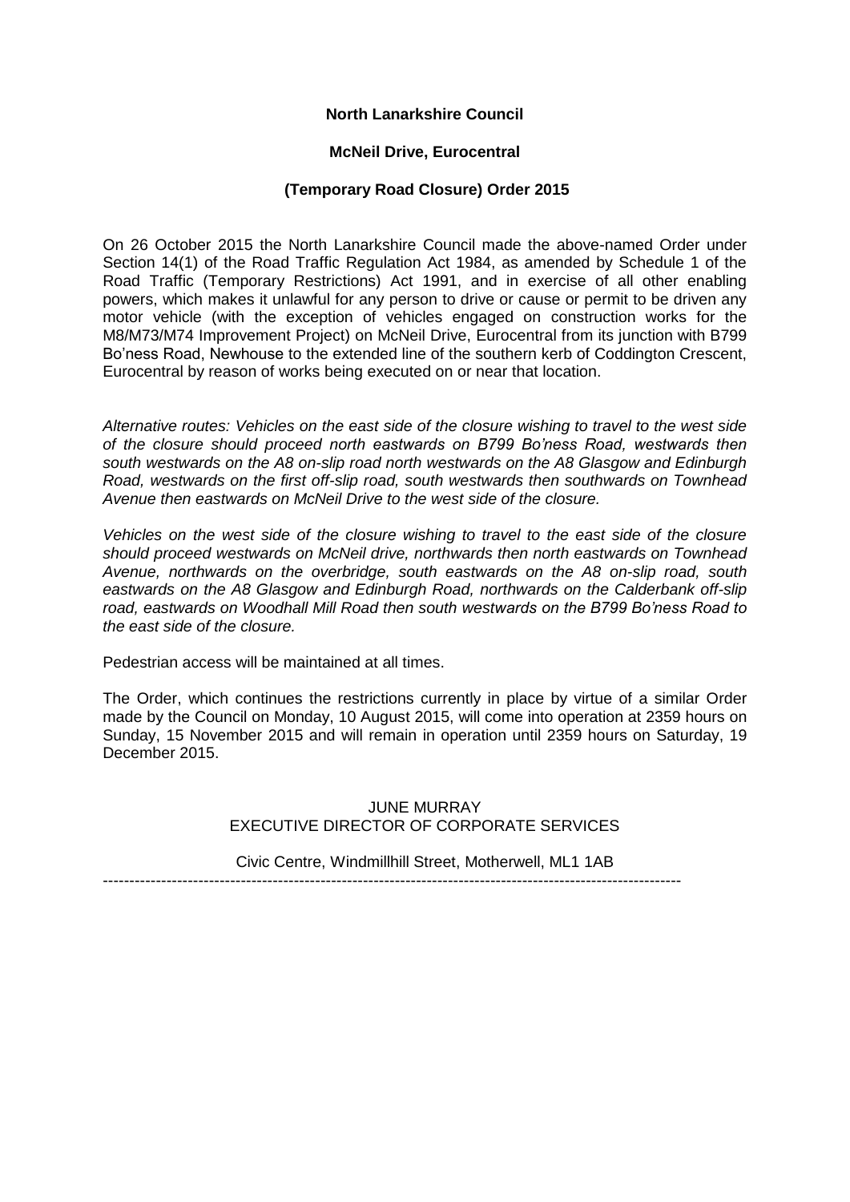**North Lanarkshire Council**

**McNeil Drive, Eurocentral**

**(Temporary Road Closure) Order 2015**

On 26 October 2015 the North Lanarkshire Council made the above-named Order under Section 14(1) of the Road Traffic Regulation Act 1984, as amended by Schedule 1 of the Road Traffic (Temporary Restrictions) Act 1991, and in exercise of all other enabling powers, which makes it unlawful for any person to drive or cause or permit to be driven any motor vehicle (with the exception of vehicles engaged on construction works for the M8/M73/M74 Improvement Project) on McNeil Drive, Eurocentral from its junction with B799 Bo'ness Road, Newhouse to the extended line of the southern kerb of Coddington Crescent, Eurocentral by reason of works being executed on or near that location.

*Alternative routes: Vehicles on the east side of the closure wishing to travel to the west side of the closure should proceed north eastwards on B799 Bo'ness Road, westwards then south westwards on the A8 on-slip road north westwards on the A8 Glasgow and Edinburgh Road, westwards on the first off-slip road, south westwards then southwards on Townhead Avenue then eastwards on McNeil Drive to the west side of the closure.*

*Vehicles on the west side of the closure wishing to travel to the east side of the closure should proceed westwards on McNeil drive, northwards then north eastwards on Townhead Avenue, northwards on the overbridge, south eastwards on the A8 on-slip road, south eastwards on the A8 Glasgow and Edinburgh Road, northwards on the Calderbank off-slip road, eastwards on Woodhall Mill Road then south westwards on the B799 Bo'ness Road to the east side of the closure.*

Pedestrian access will be maintained at all times.

The Order, which continues the restrictions currently in place by virtue of a similar Order made by the Council on Monday, 10 August 2015, will come into operation at 2359 hours on Sunday, 15 November 2015 and will remain in operation until 2359 hours on Saturday, 19 December 2015.

JUNE MURRAY
EXECUTIVE DIRECTOR OF CORPORATE SERVICES

Civic Centre, Windmillhill Street, Motherwell, ML1 1AB

---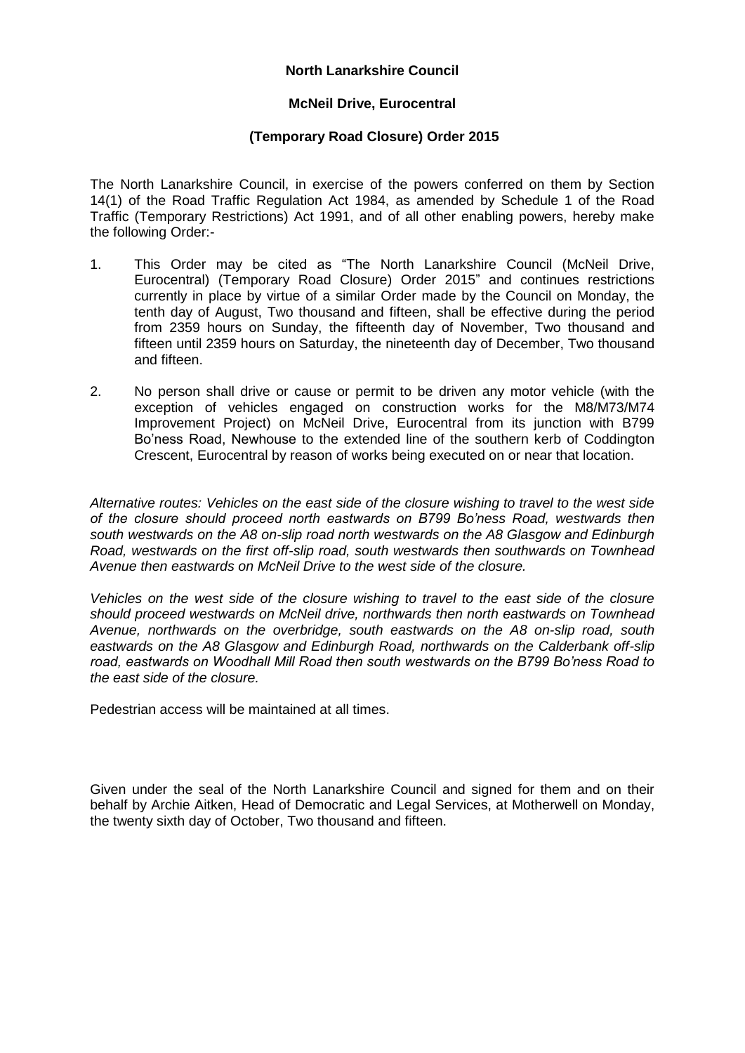**North Lanarkshire Council**

**McNeil Drive, Eurocentral**

**(Temporary Road Closure) Order 2015**

The North Lanarkshire Council, in exercise of the powers conferred on them by Section 14(1) of the Road Traffic Regulation Act 1984, as amended by Schedule 1 of the Road Traffic (Temporary Restrictions) Act 1991, and of all other enabling powers, hereby make the following Order:-

1. This Order may be cited as "The North Lanarkshire Council (McNeil Drive, Eurocentral) (Temporary Road Closure) Order 2015" and continues restrictions currently in place by virtue of a similar Order made by the Council on Monday, the tenth day of August, Two thousand and fifteen, shall be effective during the period from 2359 hours on Sunday, the fifteenth day of November, Two thousand and fifteen until 2359 hours on Saturday, the nineteenth day of December, Two thousand and fifteen.

2. No person shall drive or cause or permit to be driven any motor vehicle (with the exception of vehicles engaged on construction works for the M8/M73/M74 Improvement Project) on McNeil Drive, Eurocentral from its junction with B799 Bo'ness Road, Newhouse to the extended line of the southern kerb of Coddington Crescent, Eurocentral by reason of works being executed on or near that location.

*Alternative routes: Vehicles on the east side of the closure wishing to travel to the west side of the closure should proceed north eastwards on B799 Bo'ness Road, westwards then south westwards on the A8 on-slip road north westwards on the A8 Glasgow and Edinburgh Road, westwards on the first off-slip road, south westwards then southwards on Townhead Avenue then eastwards on McNeil Drive to the west side of the closure.*

*Vehicles on the west side of the closure wishing to travel to the east side of the closure should proceed westwards on McNeil drive, northwards then north eastwards on Townhead Avenue, northwards on the overbridge, south eastwards on the A8 on-slip road, south eastwards on the A8 Glasgow and Edinburgh Road, northwards on the Calderbank off-slip road, eastwards on Woodhall Mill Road then south westwards on the B799 Bo'ness Road to the east side of the closure.*

Pedestrian access will be maintained at all times.

Given under the seal of the North Lanarkshire Council and signed for them and on their behalf by Archie Aitken, Head of Democratic and Legal Services, at Motherwell on Monday, the twenty sixth day of October, Two thousand and fifteen.